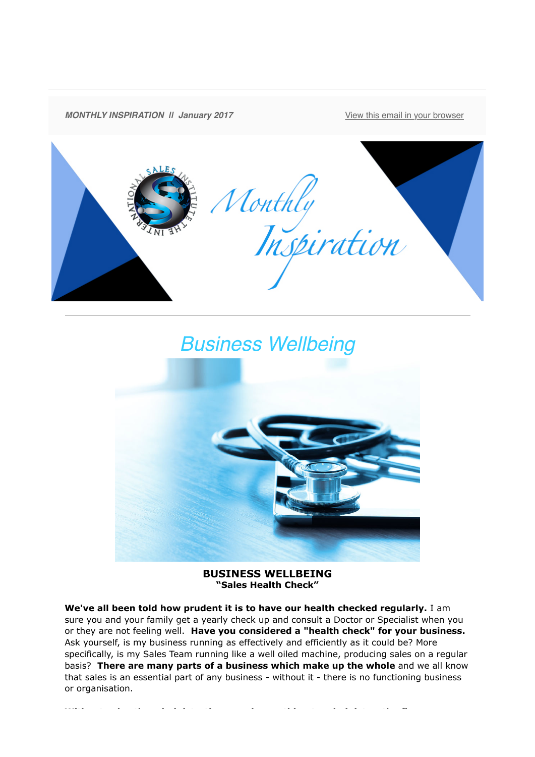***MONTHLY INSPIRATION // January 2017*** View this email in your browser

# Business Wellbeing

**BUSINESS WELLBEING**
**"Sales Health Check"**

**We've all been told how prudent it is to have our health checked regularly.** I am sure you and your family get a yearly check up and consult a Doctor or Specialist when you or they are not feeling well. **Have you considered a "health check" for your business.** Ask yourself, is my business running as effectively and efficiently as it could be? More specifically, is my Sales Team running like a well oiled machine, producing sales on a regular basis? **There are many parts of a business which make up the whole** and we all know that sales is an essential part of any business - without it - there is no functioning business or organisation.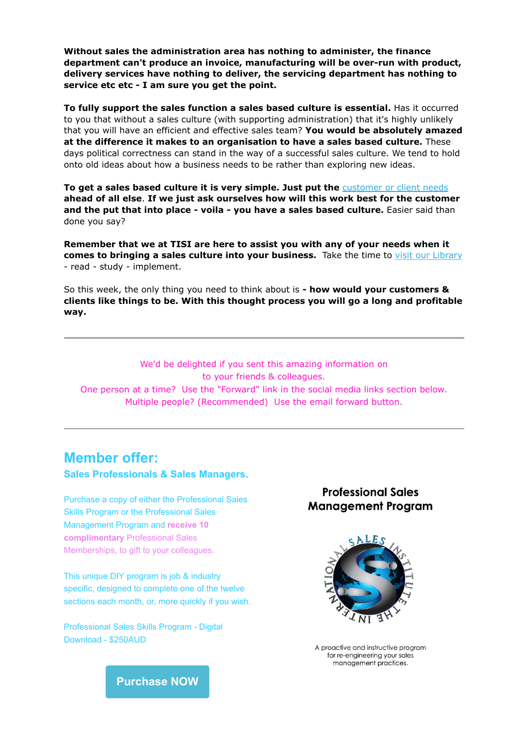**Without sales the administration area has nothing to administer, the finance department can't produce an invoice, manufacturing will be over-run with product, delivery services have nothing to deliver, the servicing department has nothing to service etc etc - I am sure you get the point.**

**To fully support the sales function a sales based culture is essential.** Has it occurred to you that without a sales culture (with supporting administration) that it's highly unlikely that you will have an efficient and effective sales team? **You would be absolutely amazed at the difference it makes to an organisation to have a sales based culture.** These days political correctness can stand in the way of a successful sales culture. We tend to hold onto old ideas about how a business needs to be rather than exploring new ideas.

**To get a sales based culture it is very simple. Just put the** customer or client needs **ahead of all else**. **If we just ask ourselves how will this work best for the customer and the put that into place - voila - you have a sales based culture.** Easier said than done you say?

**Remember that we at TISI are here to assist you with any of your needs when it comes to bringing a sales culture into your business.** Take the time to visit our Library - read - study - implement.

So this week, the only thing you need to think about is **- how would your customers & clients like things to be. With this thought process you will go a long and profitable way.**

---

We'd be delighted if you sent this amazing information on to your friends & colleagues.
One person at a time? Use the "Forward" link in the social media links section below.
Multiple people? (Recommended) Use the email forward button.

---

## Member offer:

### Sales Professionals & Sales Managers.

Purchase a copy of either the Professional Sales Skills Program or the Professional Sales Management Program and **receive 10 complimentary** Professional Sales Memberships, to gift to your colleagues.

This unique DIY program is job & industry specific, designed to complete one of the twelve sections each month, or, more quickly if you wish.

Professional Sales Skills Program - Digital Download - $250AUD

**Purchase NOW**

**Professional Sales Management Program**

THE INTERNATIONAL SALES INSTITUTE

A proactive and instructive program for re-engineering your sales management practices.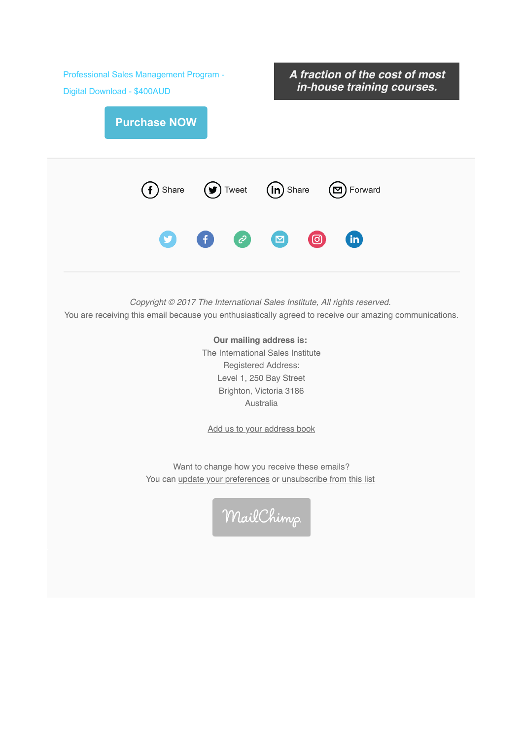Professional Sales Management Program - Digital Download - $400AUD

**Purchase NOW**

***A fraction of the cost of most in-house training courses.***

Share Tweet Share Forward

*Copyright © 2017 The International Sales Institute, All rights reserved.*
You are receiving this email because you enthusiastically agreed to receive our amazing communications.

**Our mailing address is:**
The International Sales Institute
Registered Address:
Level 1, 250 Bay Street
Brighton, Victoria 3186
Australia

Add us to your address book

Want to change how you receive these emails?
You can update your preferences or unsubscribe from this list

MailChimp